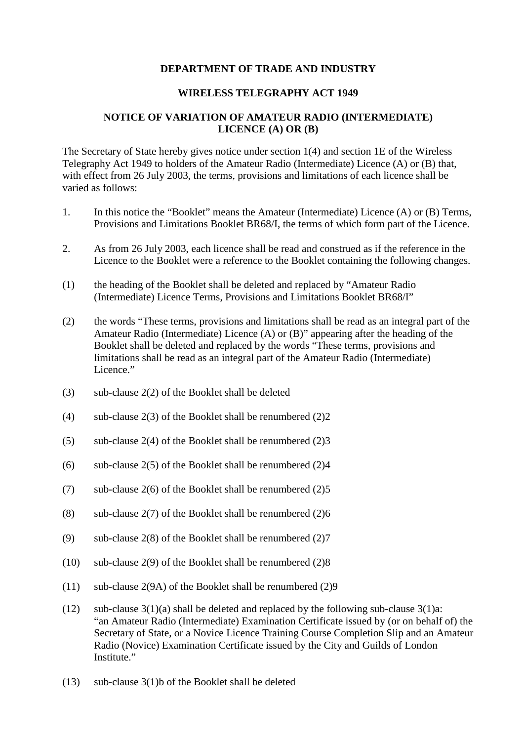**DEPARTMENT OF TRADE AND INDUSTRY**

**WIRELESS TELEGRAPHY ACT 1949**

**NOTICE OF VARIATION OF AMATEUR RADIO (INTERMEDIATE) LICENCE (A) OR (B)**

The Secretary of State hereby gives notice under section 1(4) and section 1E of the Wireless Telegraphy Act 1949 to holders of the Amateur Radio (Intermediate) Licence (A) or (B) that, with effect from 26 July 2003, the terms, provisions and limitations of each licence shall be varied as follows:

1. In this notice the "Booklet" means the Amateur (Intermediate) Licence (A) or (B) Terms, Provisions and Limitations Booklet BR68/I, the terms of which form part of the Licence.

2. As from 26 July 2003, each licence shall be read and construed as if the reference in the Licence to the Booklet were a reference to the Booklet containing the following changes.

(1) the heading of the Booklet shall be deleted and replaced by "Amateur Radio (Intermediate) Licence Terms, Provisions and Limitations Booklet BR68/I"

(2) the words "These terms, provisions and limitations shall be read as an integral part of the Amateur Radio (Intermediate) Licence (A) or (B)" appearing after the heading of the Booklet shall be deleted and replaced by the words "These terms, provisions and limitations shall be read as an integral part of the Amateur Radio (Intermediate) Licence."

(3) sub-clause 2(2) of the Booklet shall be deleted

(4) sub-clause 2(3) of the Booklet shall be renumbered (2)2

(5) sub-clause 2(4) of the Booklet shall be renumbered (2)3

(6) sub-clause 2(5) of the Booklet shall be renumbered (2)4

(7) sub-clause 2(6) of the Booklet shall be renumbered (2)5

(8) sub-clause 2(7) of the Booklet shall be renumbered (2)6

(9) sub-clause 2(8) of the Booklet shall be renumbered (2)7

(10) sub-clause 2(9) of the Booklet shall be renumbered (2)8

(11) sub-clause 2(9A) of the Booklet shall be renumbered (2)9

(12) sub-clause 3(1)(a) shall be deleted and replaced by the following sub-clause 3(1)a: "an Amateur Radio (Intermediate) Examination Certificate issued by (or on behalf of) the Secretary of State, or a Novice Licence Training Course Completion Slip and an Amateur Radio (Novice) Examination Certificate issued by the City and Guilds of London Institute."

(13) sub-clause 3(1)b of the Booklet shall be deleted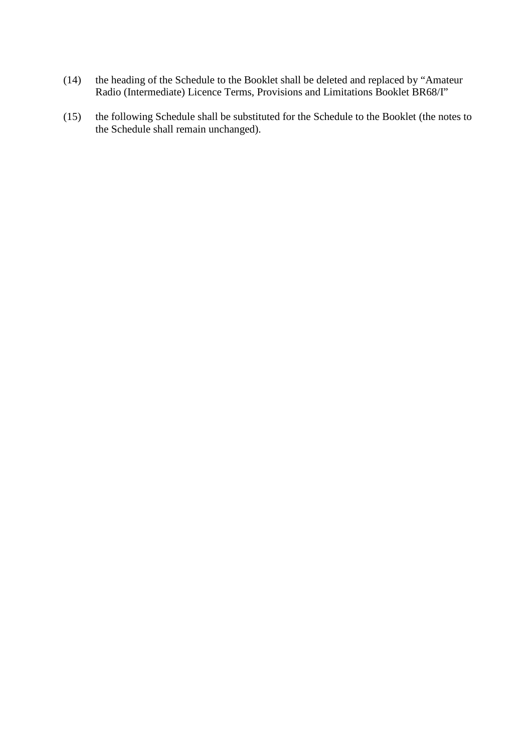(14) the heading of the Schedule to the Booklet shall be deleted and replaced by "Amateur Radio (Intermediate) Licence Terms, Provisions and Limitations Booklet BR68/I"

(15) the following Schedule shall be substituted for the Schedule to the Booklet (the notes to the Schedule shall remain unchanged).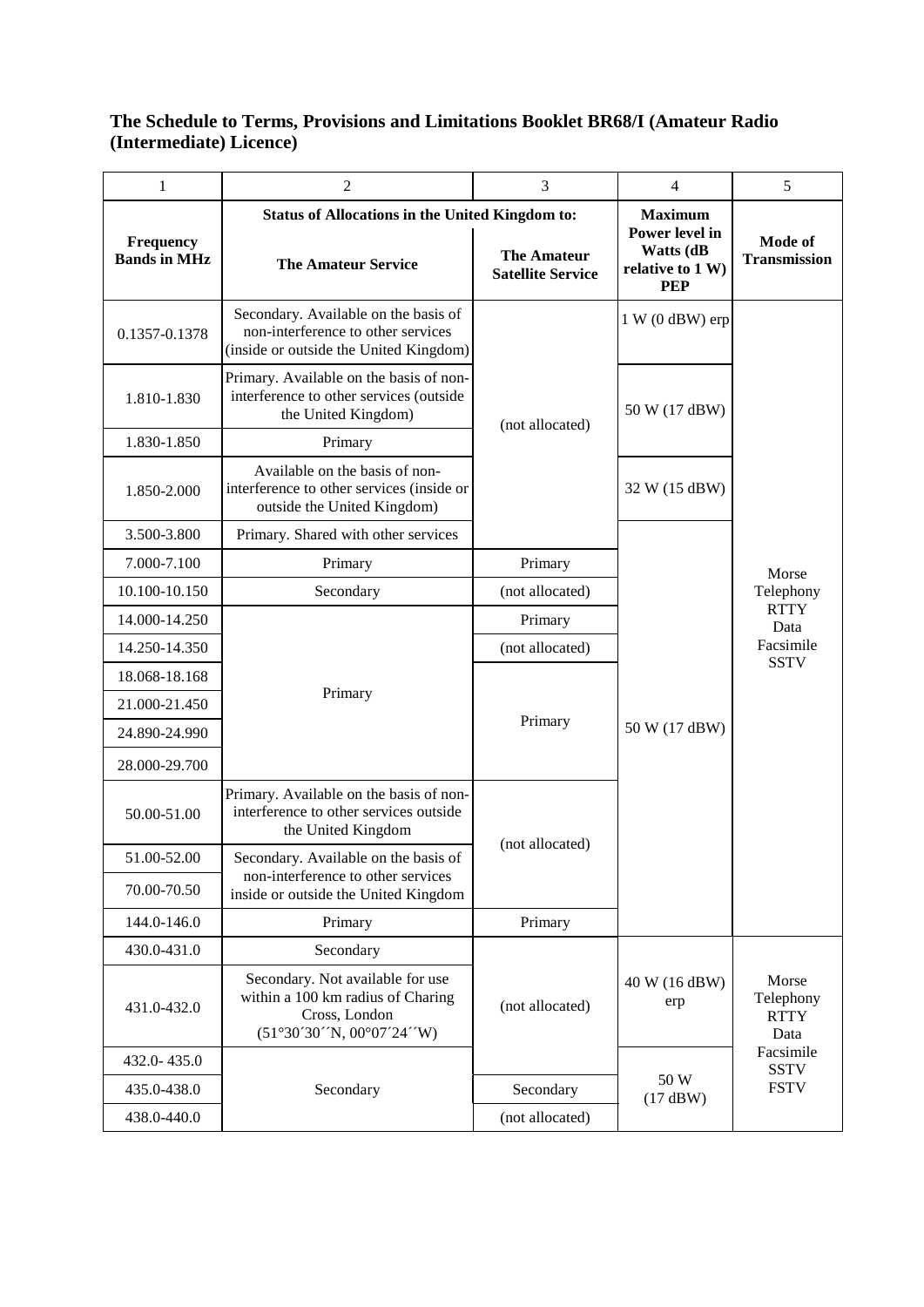**The Schedule to Terms, Provisions and Limitations Booklet BR68/I (Amateur Radio (Intermediate) Licence)**

| 1 | 2 | 3 | 4 | 5 |
|---|---|---|---|---|
| **Frequency Bands in MHz** | **Status of Allocations in the United Kingdom to:** | | **Maximum Power level in Watts (dB relative to 1 W) PEP** | **Mode of Transmission** |
| | **The Amateur Service** | **The Amateur Satellite Service** | | |
| 0.1357-0.1378 | Secondary. Available on the basis of non-interference to other services (inside or outside the United Kingdom) | (not allocated) | 1 W (0 dBW) erp | Morse Telephony RTTY Data Facsimile SSTV |
| 1.810-1.830 | Primary. Available on the basis of non-interference to other services (outside the United Kingdom) | (not allocated) | 50 W (17 dBW) | Morse Telephony RTTY Data Facsimile SSTV |
| 1.830-1.850 | Primary | (not allocated) | 50 W (17 dBW) | Morse Telephony RTTY Data Facsimile SSTV |
| 1.850-2.000 | Available on the basis of non-interference to other services (inside or outside the United Kingdom) | (not allocated) | 32 W (15 dBW) | Morse Telephony RTTY Data Facsimile SSTV |
| 3.500-3.800 | Primary. Shared with other services | (not allocated) | 50 W (17 dBW) | Morse Telephony RTTY Data Facsimile SSTV |
| 7.000-7.100 | Primary | Primary | 50 W (17 dBW) | Morse Telephony RTTY Data Facsimile SSTV |
| 10.100-10.150 | Secondary | (not allocated) | 50 W (17 dBW) | Morse Telephony RTTY Data Facsimile SSTV |
| 14.000-14.250 | Primary | Primary | 50 W (17 dBW) | Morse Telephony RTTY Data Facsimile SSTV |
| 14.250-14.350 | Primary | (not allocated) | 50 W (17 dBW) | Morse Telephony RTTY Data Facsimile SSTV |
| 18.068-18.168 | Primary | Primary | 50 W (17 dBW) | Morse Telephony RTTY Data Facsimile SSTV |
| 21.000-21.450 | Primary | Primary | 50 W (17 dBW) | Morse Telephony RTTY Data Facsimile SSTV |
| 24.890-24.990 | Primary | Primary | 50 W (17 dBW) | Morse Telephony RTTY Data Facsimile SSTV |
| 28.000-29.700 | Primary | Primary | 50 W (17 dBW) | Morse Telephony RTTY Data Facsimile SSTV |
| 50.00-51.00 | Primary. Available on the basis of non-interference to other services outside the United Kingdom | (not allocated) | 50 W (17 dBW) | Morse Telephony RTTY Data Facsimile SSTV |
| 51.00-52.00 | Secondary. Available on the basis of non-interference to other services inside or outside the United Kingdom | (not allocated) | 50 W (17 dBW) | Morse Telephony RTTY Data Facsimile SSTV |
| 70.00-70.50 | Secondary. Available on the basis of non-interference to other services inside or outside the United Kingdom | (not allocated) | 50 W (17 dBW) | Morse Telephony RTTY Data Facsimile SSTV |
| 144.0-146.0 | Primary | Primary | 50 W (17 dBW) | Morse Telephony RTTY Data Facsimile SSTV |
| 430.0-431.0 | Secondary | (not allocated) | 40 W (16 dBW) erp | Morse Telephony RTTY Data Facsimile SSTV FSTV |
| 431.0-432.0 | Secondary. Not available for use within a 100 km radius of Charing Cross, London (51°30´30´´N, 00°07´24´´W) | (not allocated) | 40 W (16 dBW) erp | Morse Telephony RTTY Data Facsimile SSTV FSTV |
| 432.0- 435.0 | Secondary | (not allocated) | 50 W (17 dBW) | Morse Telephony RTTY Data Facsimile SSTV FSTV |
| 435.0-438.0 | Secondary | Secondary | 50 W (17 dBW) | Morse Telephony RTTY Data Facsimile SSTV FSTV |
| 438.0-440.0 | Secondary | (not allocated) | 50 W (17 dBW) | Morse Telephony RTTY Data Facsimile SSTV FSTV |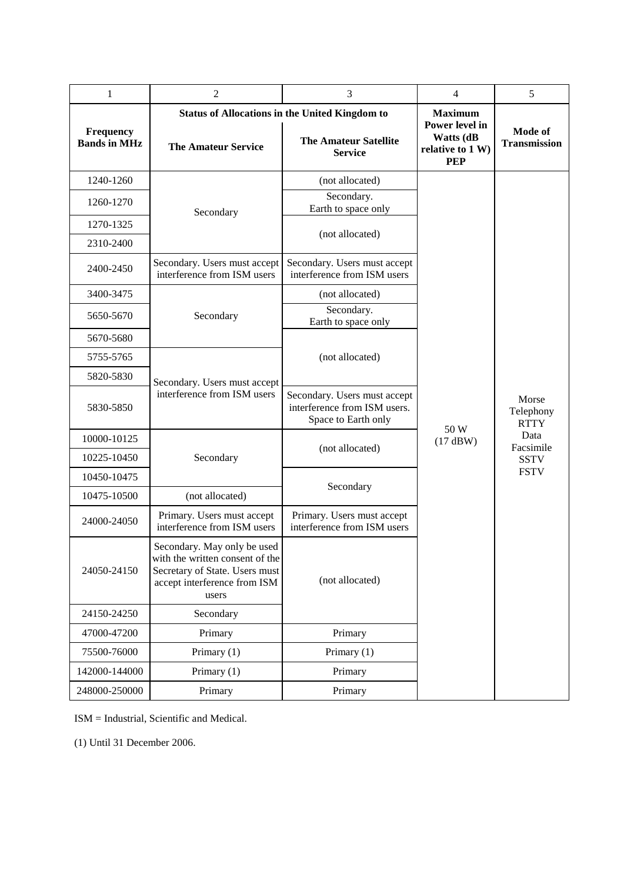| 1 | 2 | 3 | 4 | 5 |
|---|---|---|---|---|
| **Frequency Bands in MHz** | **Status of Allocations in the United Kingdom to** | | **Maximum Power level in Watts (dB relative to 1 W) PEP** | **Mode of Transmission** |
| | **The Amateur Service** | **The Amateur Satellite Service** | | |
| 1240-1260 | Secondary | (not allocated) | 50 W (17 dBW) | Morse Telephony RTTY Data Facsimile SSTV FSTV |
| 1260-1270 | Secondary | Secondary. Earth to space only | 50 W (17 dBW) | Morse Telephony RTTY Data Facsimile SSTV FSTV |
| 1270-1325 | Secondary | (not allocated) | 50 W (17 dBW) | Morse Telephony RTTY Data Facsimile SSTV FSTV |
| 2310-2400 | Secondary | (not allocated) | 50 W (17 dBW) | Morse Telephony RTTY Data Facsimile SSTV FSTV |
| 2400-2450 | Secondary. Users must accept interference from ISM users | Secondary. Users must accept interference from ISM users | 50 W (17 dBW) | Morse Telephony RTTY Data Facsimile SSTV FSTV |
| 3400-3475 | Secondary | (not allocated) | 50 W (17 dBW) | Morse Telephony RTTY Data Facsimile SSTV FSTV |
| 5650-5670 | Secondary | Secondary. Earth to space only | 50 W (17 dBW) | Morse Telephony RTTY Data Facsimile SSTV FSTV |
| 5670-5680 | Secondary | (not allocated) | 50 W (17 dBW) | Morse Telephony RTTY Data Facsimile SSTV FSTV |
| 5755-5765 | Secondary. Users must accept interference from ISM users | (not allocated) | 50 W (17 dBW) | Morse Telephony RTTY Data Facsimile SSTV FSTV |
| 5820-5830 | Secondary. Users must accept interference from ISM users | (not allocated) | 50 W (17 dBW) | Morse Telephony RTTY Data Facsimile SSTV FSTV |
| 5830-5850 | Secondary. Users must accept interference from ISM users | Secondary. Users must accept interference from ISM users. Space to Earth only | 50 W (17 dBW) | Morse Telephony RTTY Data Facsimile SSTV FSTV |
| 10000-10125 | Secondary | (not allocated) | 50 W (17 dBW) | Morse Telephony RTTY Data Facsimile SSTV FSTV |
| 10225-10450 | Secondary | (not allocated) | 50 W (17 dBW) | Morse Telephony RTTY Data Facsimile SSTV FSTV |
| 10450-10475 | Secondary | Secondary | 50 W (17 dBW) | Morse Telephony RTTY Data Facsimile SSTV FSTV |
| 10475-10500 | (not allocated) | Secondary | 50 W (17 dBW) | Morse Telephony RTTY Data Facsimile SSTV FSTV |
| 24000-24050 | Primary. Users must accept interference from ISM users | Primary. Users must accept interference from ISM users | 50 W (17 dBW) | Morse Telephony RTTY Data Facsimile SSTV FSTV |
| 24050-24150 | Secondary. May only be used with the written consent of the Secretary of State. Users must accept interference from ISM users | (not allocated) | 50 W (17 dBW) | Morse Telephony RTTY Data Facsimile SSTV FSTV |
| 24150-24250 | Secondary | (not allocated) | 50 W (17 dBW) | Morse Telephony RTTY Data Facsimile SSTV FSTV |
| 47000-47200 | Primary | Primary | 50 W (17 dBW) | Morse Telephony RTTY Data Facsimile SSTV FSTV |
| 75500-76000 | Primary (1) | Primary (1) | 50 W (17 dBW) | Morse Telephony RTTY Data Facsimile SSTV FSTV |
| 142000-144000 | Primary (1) | Primary | 50 W (17 dBW) | Morse Telephony RTTY Data Facsimile SSTV FSTV |
| 248000-250000 | Primary | Primary | 50 W (17 dBW) | Morse Telephony RTTY Data Facsimile SSTV FSTV |

ISM = Industrial, Scientific and Medical.

(1) Until 31 December 2006.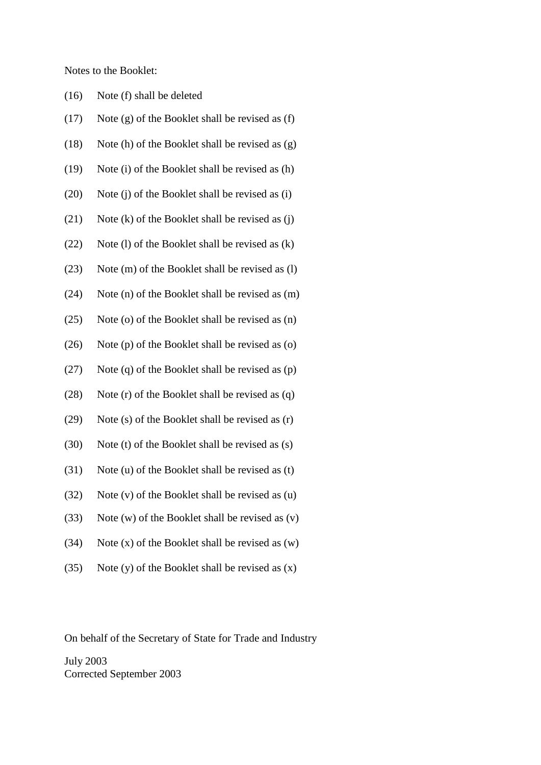Notes to the Booklet:

(16) Note (f) shall be deleted

(17) Note (g) of the Booklet shall be revised as (f)

(18) Note (h) of the Booklet shall be revised as (g)

(19) Note (i) of the Booklet shall be revised as (h)

(20) Note (j) of the Booklet shall be revised as (i)

(21) Note (k) of the Booklet shall be revised as (j)

(22) Note (l) of the Booklet shall be revised as (k)

(23) Note (m) of the Booklet shall be revised as (l)

(24) Note (n) of the Booklet shall be revised as (m)

(25) Note (o) of the Booklet shall be revised as (n)

(26) Note (p) of the Booklet shall be revised as (o)

(27) Note (q) of the Booklet shall be revised as (p)

(28) Note (r) of the Booklet shall be revised as (q)

(29) Note (s) of the Booklet shall be revised as (r)

(30) Note (t) of the Booklet shall be revised as (s)

(31) Note (u) of the Booklet shall be revised as (t)

(32) Note (v) of the Booklet shall be revised as (u)

(33) Note (w) of the Booklet shall be revised as (v)

(34) Note (x) of the Booklet shall be revised as (w)

(35) Note (y) of the Booklet shall be revised as (x)

On behalf of the Secretary of State for Trade and Industry

July 2003
Corrected September 2003